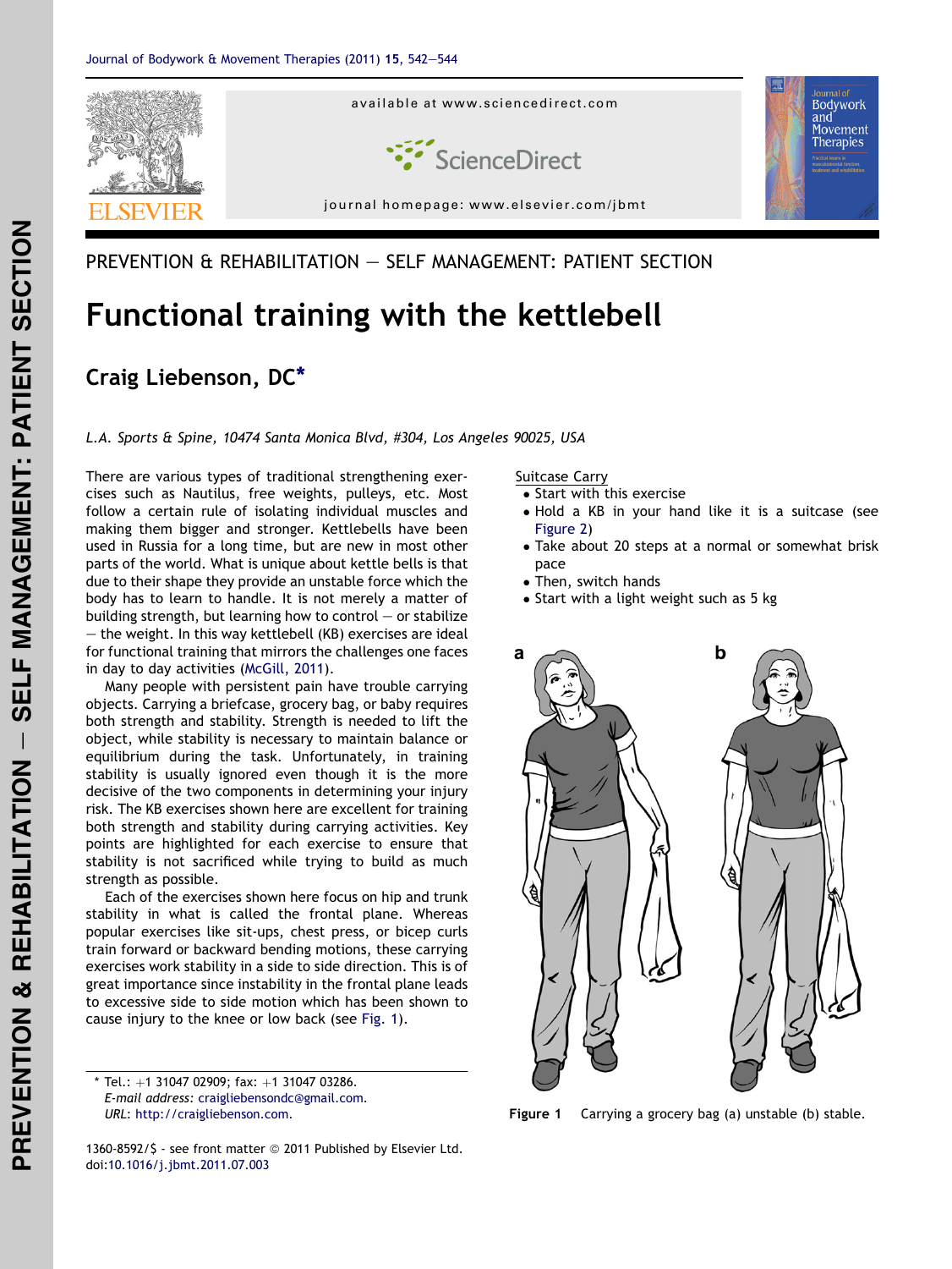PREVENTION & REHABILITATION — SELF MANAGEMENT: PATIENT SECTION

# Functional training with the kettlebell

**Craig Liebenson, DC***

*L.A. Sports & Spine, 10474 Santa Monica Blvd, #304, Los Angeles 90025, USA*

There are various types of traditional strengthening exercises such as Nautilus, free weights, pulleys, etc. Most follow a certain rule of isolating individual muscles and making them bigger and stronger. Kettlebells have been used in Russia for a long time, but are new in most other parts of the world. What is unique about kettle bells is that due to their shape they provide an unstable force which the body has to learn to handle. It is not merely a matter of building strength, but learning how to control — or stabilize — the weight. In this way kettlebell (KB) exercises are ideal for functional training that mirrors the challenges one faces in day to day activities (McGill, 2011).

Many people with persistent pain have trouble carrying objects. Carrying a briefcase, grocery bag, or baby requires both strength and stability. Strength is needed to lift the object, while stability is necessary to maintain balance or equilibrium during the task. Unfortunately, in training stability is usually ignored even though it is the more decisive of the two components in determining your injury risk. The KB exercises shown here are excellent for training both strength and stability during carrying activities. Key points are highlighted for each exercise to ensure that stability is not sacrificed while trying to build as much strength as possible.

Each of the exercises shown here focus on hip and trunk stability in what is called the frontal plane. Whereas popular exercises like sit-ups, chest press, or bicep curls train forward or backward bending motions, these carrying exercises work stability in a side to side direction. This is of great importance since instability in the frontal plane leads to excessive side to side motion which has been shown to cause injury to the knee or low back (see Fig. 1).

Suitcase Carry

- Start with this exercise
- Hold a KB in your hand like it is a suitcase (see Figure 2)
- Take about 20 steps at a normal or somewhat brisk pace
- Then, switch hands
- Start with a light weight such as 5 kg

**Figure 1** Carrying a grocery bag (a) unstable (b) stable.

* Tel.: +1 31047 02909; fax: +1 31047 03286.
*E-mail address:* craigliebensondc@gmail.com.
*URL:* http://craigliebenson.com.

1360-8592/$ - see front matter © 2011 Published by Elsevier Ltd.
doi:10.1016/j.jbmt.2011.07.003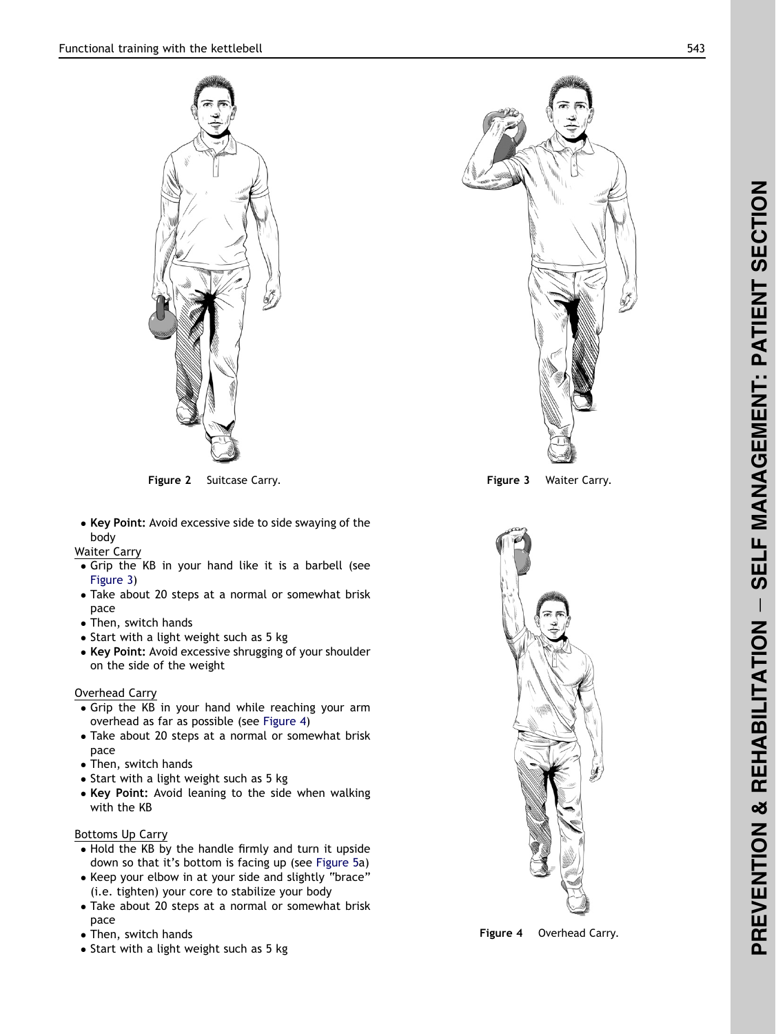Figure 2 Suitcase Carry.

Figure 3 Waiter Carry.

- **Key Point:** Avoid excessive side to side swaying of the body

Waiter Carry

- Grip the KB in your hand like it is a barbell (see Figure 3)
- Take about 20 steps at a normal or somewhat brisk pace
- Then, switch hands
- Start with a light weight such as 5 kg
- **Key Point:** Avoid excessive shrugging of your shoulder on the side of the weight

Overhead Carry

- Grip the KB in your hand while reaching your arm overhead as far as possible (see Figure 4)
- Take about 20 steps at a normal or somewhat brisk pace
- Then, switch hands
- Start with a light weight such as 5 kg
- **Key Point:** Avoid leaning to the side when walking with the KB

Bottoms Up Carry

- Hold the KB by the handle firmly and turn it upside down so that it's bottom is facing up (see Figure 5a)
- Keep your elbow in at your side and slightly "brace" (i.e. tighten) your core to stabilize your body
- Take about 20 steps at a normal or somewhat brisk pace
- Then, switch hands
- Start with a light weight such as 5 kg

Figure 4 Overhead Carry.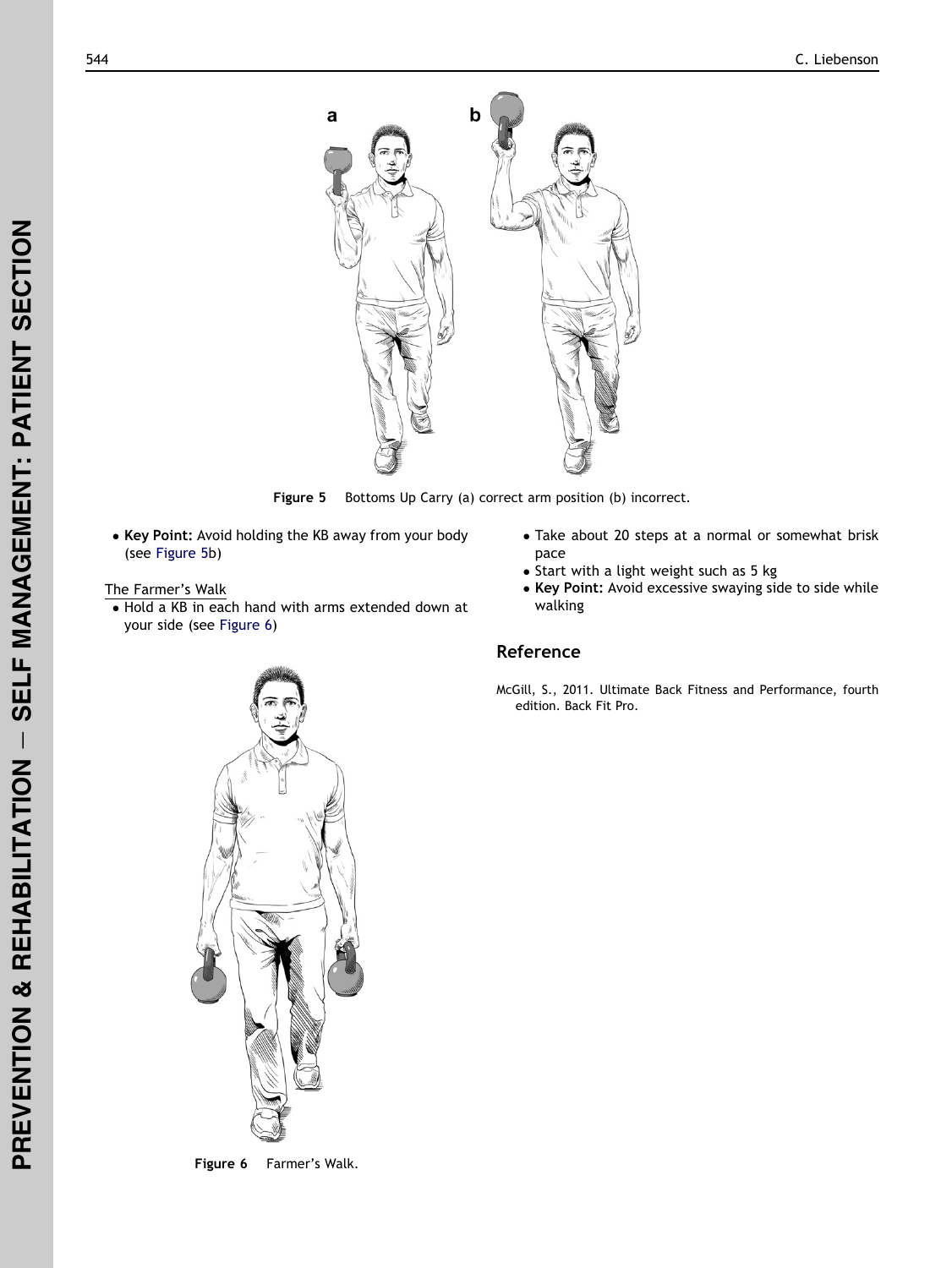Figure 5 Bottoms Up Carry (a) correct arm position (b) incorrect.

- **Key Point:** Avoid holding the KB away from your body (see Figure 5b)

The Farmer's Walk

- Hold a KB in each hand with arms extended down at your side (see Figure 6)
- Take about 20 steps at a normal or somewhat brisk pace
- Start with a light weight such as 5 kg
- **Key Point:** Avoid excessive swaying side to side while walking

Figure 6 Farmer's Walk.

## Reference

McGill, S., 2011. Ultimate Back Fitness and Performance, fourth edition. Back Fit Pro.